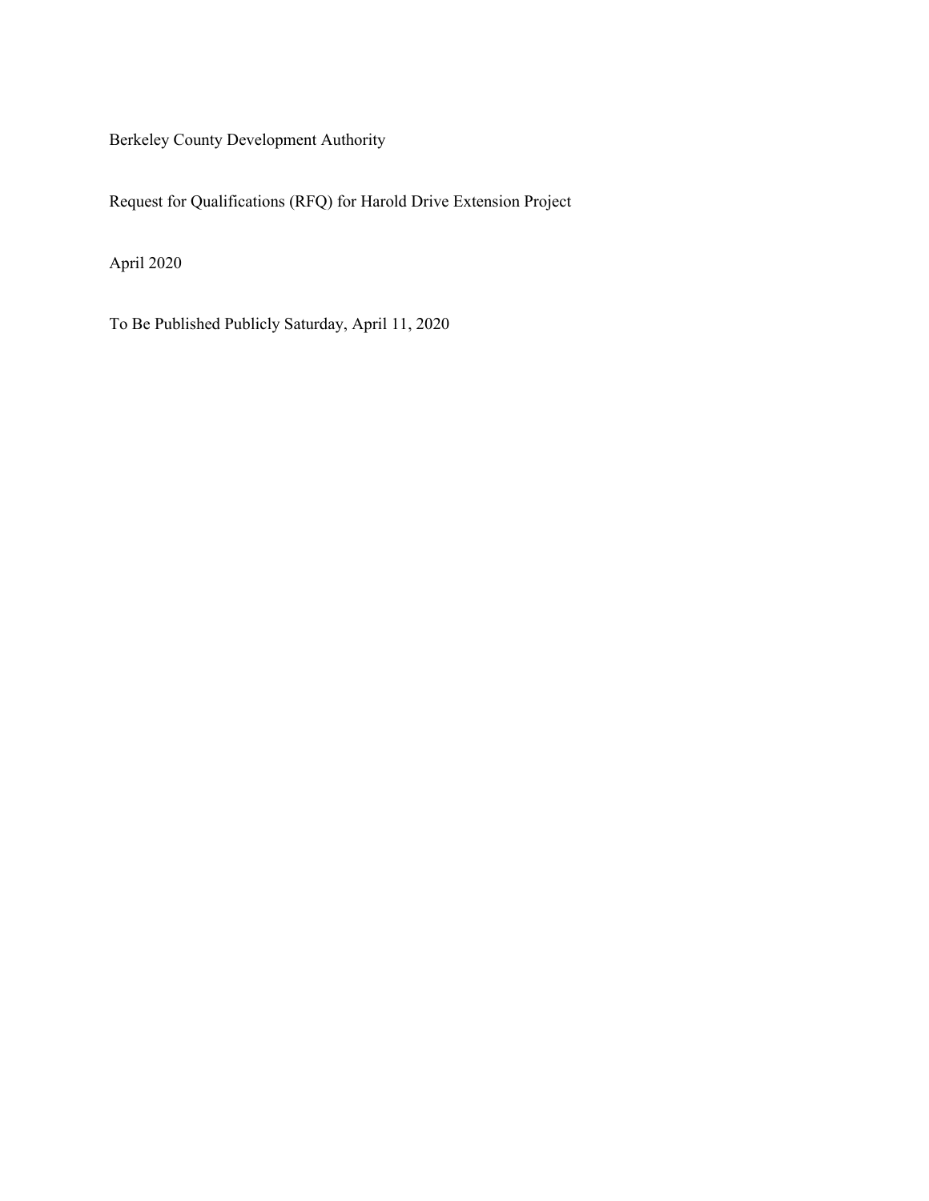Berkeley County Development Authority

Request for Qualifications (RFQ) for Harold Drive Extension Project

April 2020

To Be Published Publicly Saturday, April 11, 2020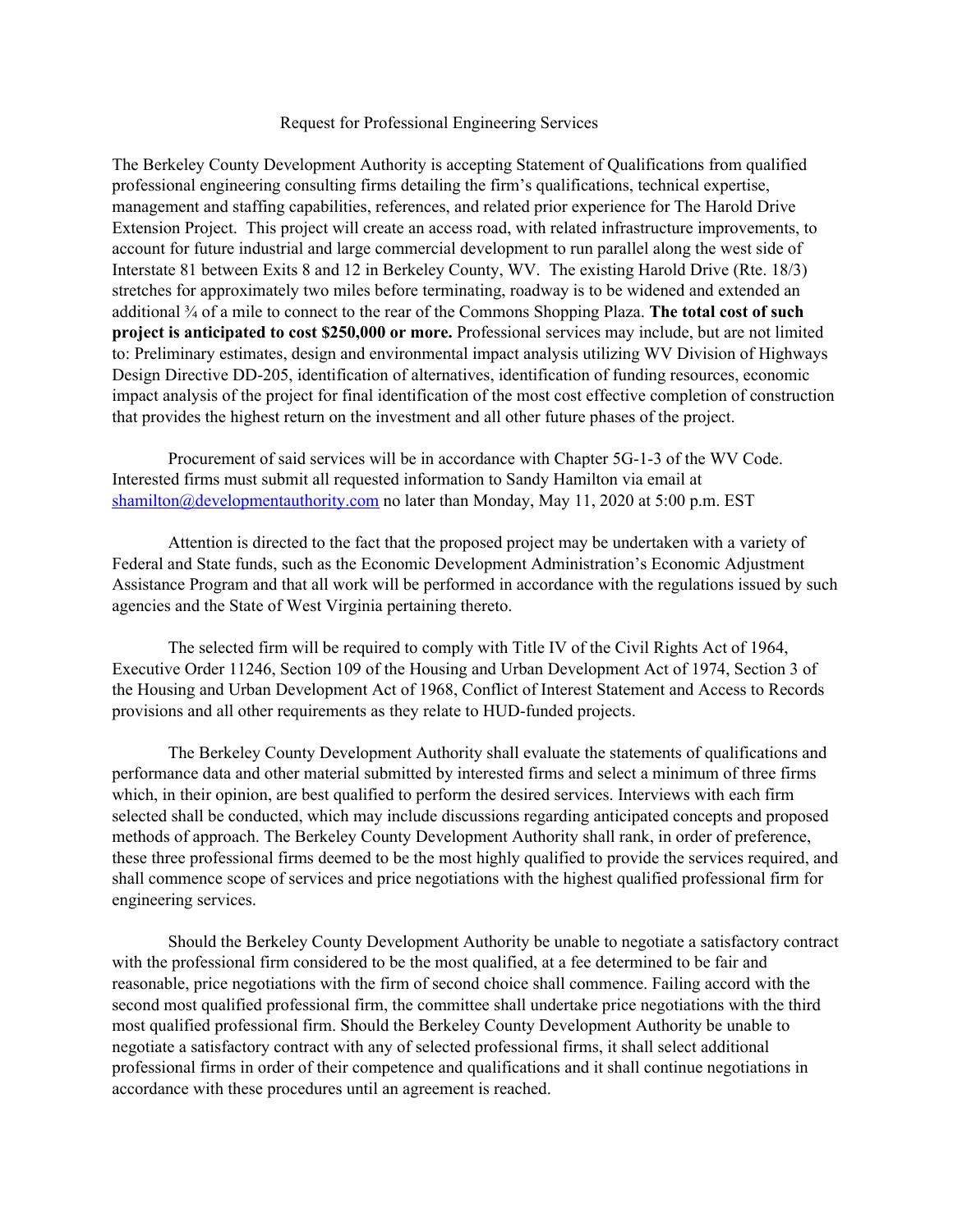Request for Professional Engineering Services

The Berkeley County Development Authority is accepting Statement of Qualifications from qualified professional engineering consulting firms detailing the firm's qualifications, technical expertise, management and staffing capabilities, references, and related prior experience for The Harold Drive Extension Project. This project will create an access road, with related infrastructure improvements, to account for future industrial and large commercial development to run parallel along the west side of Interstate 81 between Exits 8 and 12 in Berkeley County, WV. The existing Harold Drive (Rte. 18/3) stretches for approximately two miles before terminating, roadway is to be widened and extended an additional ¾ of a mile to connect to the rear of the Commons Shopping Plaza. **The total cost of such project is anticipated to cost $250,000 or more.** Professional services may include, but are not limited to: Preliminary estimates, design and environmental impact analysis utilizing WV Division of Highways Design Directive DD-205, identification of alternatives, identification of funding resources, economic impact analysis of the project for final identification of the most cost effective completion of construction that provides the highest return on the investment and all other future phases of the project.

Procurement of said services will be in accordance with Chapter 5G-1-3 of the WV Code. Interested firms must submit all requested information to Sandy Hamilton via email at shamilton@developmentauthority.com no later than Monday, May 11, 2020 at 5:00 p.m. EST

Attention is directed to the fact that the proposed project may be undertaken with a variety of Federal and State funds, such as the Economic Development Administration's Economic Adjustment Assistance Program and that all work will be performed in accordance with the regulations issued by such agencies and the State of West Virginia pertaining thereto.

The selected firm will be required to comply with Title IV of the Civil Rights Act of 1964, Executive Order 11246, Section 109 of the Housing and Urban Development Act of 1974, Section 3 of the Housing and Urban Development Act of 1968, Conflict of Interest Statement and Access to Records provisions and all other requirements as they relate to HUD-funded projects.

The Berkeley County Development Authority shall evaluate the statements of qualifications and performance data and other material submitted by interested firms and select a minimum of three firms which, in their opinion, are best qualified to perform the desired services. Interviews with each firm selected shall be conducted, which may include discussions regarding anticipated concepts and proposed methods of approach. The Berkeley County Development Authority shall rank, in order of preference, these three professional firms deemed to be the most highly qualified to provide the services required, and shall commence scope of services and price negotiations with the highest qualified professional firm for engineering services.

Should the Berkeley County Development Authority be unable to negotiate a satisfactory contract with the professional firm considered to be the most qualified, at a fee determined to be fair and reasonable, price negotiations with the firm of second choice shall commence. Failing accord with the second most qualified professional firm, the committee shall undertake price negotiations with the third most qualified professional firm. Should the Berkeley County Development Authority be unable to negotiate a satisfactory contract with any of selected professional firms, it shall select additional professional firms in order of their competence and qualifications and it shall continue negotiations in accordance with these procedures until an agreement is reached.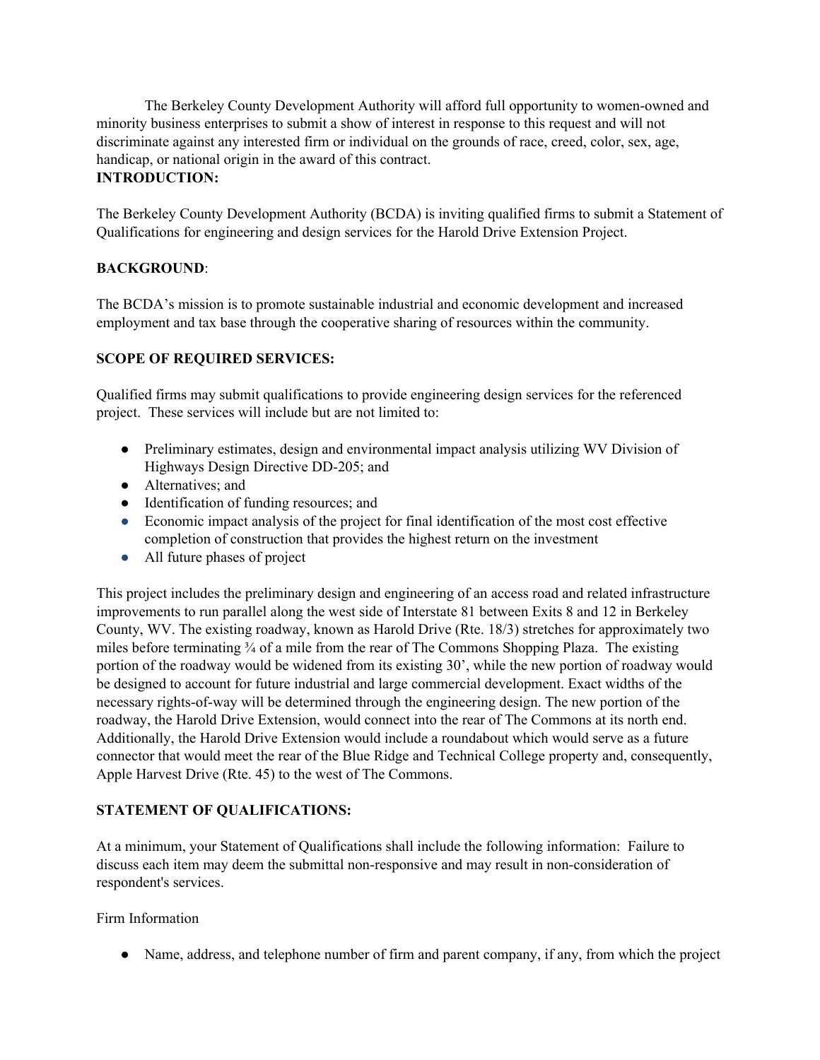The Berkeley County Development Authority will afford full opportunity to women-owned and minority business enterprises to submit a show of interest in response to this request and will not discriminate against any interested firm or individual on the grounds of race, creed, color, sex, age, handicap, or national origin in the award of this contract.

**INTRODUCTION:**

The Berkeley County Development Authority (BCDA) is inviting qualified firms to submit a Statement of Qualifications for engineering and design services for the Harold Drive Extension Project.

**BACKGROUND**:

The BCDA's mission is to promote sustainable industrial and economic development and increased employment and tax base through the cooperative sharing of resources within the community.

**SCOPE OF REQUIRED SERVICES:**

Qualified firms may submit qualifications to provide engineering design services for the referenced project. These services will include but are not limited to:

- Preliminary estimates, design and environmental impact analysis utilizing WV Division of Highways Design Directive DD-205; and
- Alternatives; and
- Identification of funding resources; and
- Economic impact analysis of the project for final identification of the most cost effective completion of construction that provides the highest return on the investment
- All future phases of project

This project includes the preliminary design and engineering of an access road and related infrastructure improvements to run parallel along the west side of Interstate 81 between Exits 8 and 12 in Berkeley County, WV. The existing roadway, known as Harold Drive (Rte. 18/3) stretches for approximately two miles before terminating ¾ of a mile from the rear of The Commons Shopping Plaza. The existing portion of the roadway would be widened from its existing 30', while the new portion of roadway would be designed to account for future industrial and large commercial development. Exact widths of the necessary rights-of-way will be determined through the engineering design. The new portion of the roadway, the Harold Drive Extension, would connect into the rear of The Commons at its north end. Additionally, the Harold Drive Extension would include a roundabout which would serve as a future connector that would meet the rear of the Blue Ridge and Technical College property and, consequently, Apple Harvest Drive (Rte. 45) to the west of The Commons.

**STATEMENT OF QUALIFICATIONS:**

At a minimum, your Statement of Qualifications shall include the following information: Failure to discuss each item may deem the submittal non-responsive and may result in non-consideration of respondent's services.

Firm Information

- Name, address, and telephone number of firm and parent company, if any, from which the project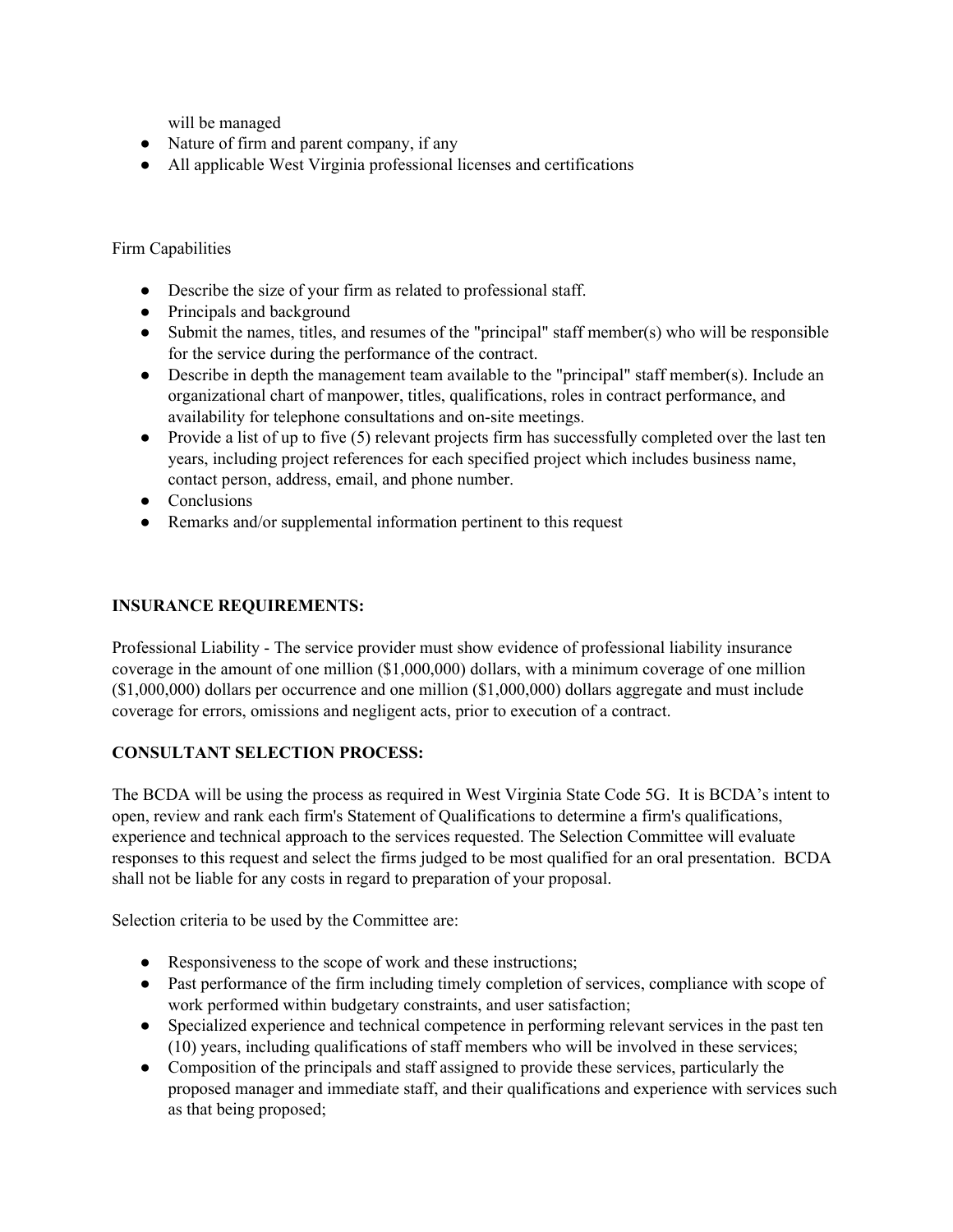will be managed

- Nature of firm and parent company, if any
- All applicable West Virginia professional licenses and certifications

Firm Capabilities

- Describe the size of your firm as related to professional staff.
- Principals and background
- Submit the names, titles, and resumes of the "principal" staff member(s) who will be responsible for the service during the performance of the contract.
- Describe in depth the management team available to the "principal" staff member(s). Include an organizational chart of manpower, titles, qualifications, roles in contract performance, and availability for telephone consultations and on-site meetings.
- Provide a list of up to five (5) relevant projects firm has successfully completed over the last ten years, including project references for each specified project which includes business name, contact person, address, email, and phone number.
- Conclusions
- Remarks and/or supplemental information pertinent to this request

**INSURANCE REQUIREMENTS:**

Professional Liability - The service provider must show evidence of professional liability insurance coverage in the amount of one million ($1,000,000) dollars, with a minimum coverage of one million ($1,000,000) dollars per occurrence and one million ($1,000,000) dollars aggregate and must include coverage for errors, omissions and negligent acts, prior to execution of a contract.

**CONSULTANT SELECTION PROCESS:**

The BCDA will be using the process as required in West Virginia State Code 5G. It is BCDA's intent to open, review and rank each firm's Statement of Qualifications to determine a firm's qualifications, experience and technical approach to the services requested. The Selection Committee will evaluate responses to this request and select the firms judged to be most qualified for an oral presentation. BCDA shall not be liable for any costs in regard to preparation of your proposal.

Selection criteria to be used by the Committee are:

- Responsiveness to the scope of work and these instructions;
- Past performance of the firm including timely completion of services, compliance with scope of work performed within budgetary constraints, and user satisfaction;
- Specialized experience and technical competence in performing relevant services in the past ten (10) years, including qualifications of staff members who will be involved in these services;
- Composition of the principals and staff assigned to provide these services, particularly the proposed manager and immediate staff, and their qualifications and experience with services such as that being proposed;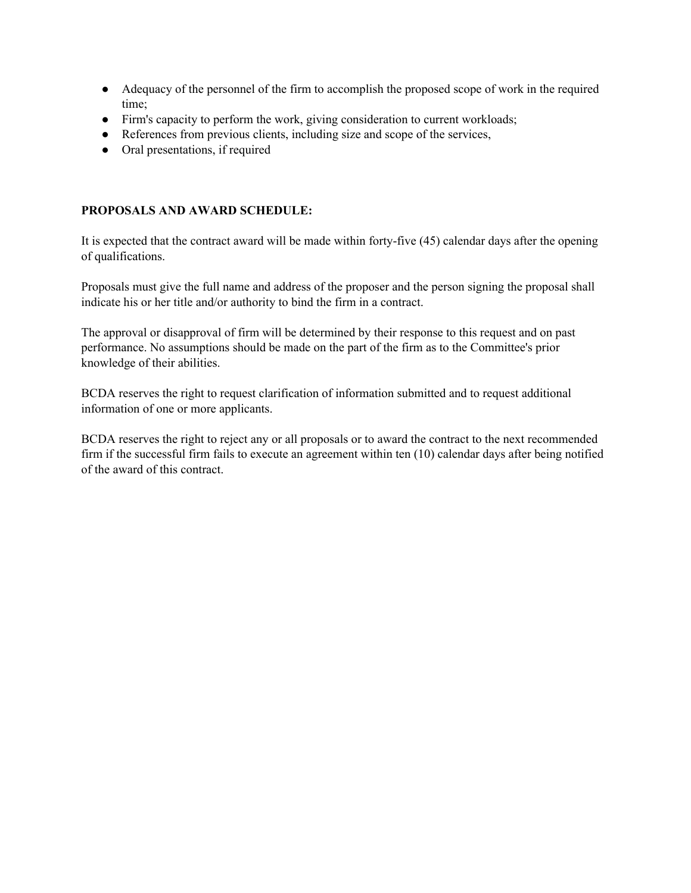- Adequacy of the personnel of the firm to accomplish the proposed scope of work in the required time;
- Firm's capacity to perform the work, giving consideration to current workloads;
- References from previous clients, including size and scope of the services,
- Oral presentations, if required

**PROPOSALS AND AWARD SCHEDULE:**

It is expected that the contract award will be made within forty-five (45) calendar days after the opening of qualifications.

Proposals must give the full name and address of the proposer and the person signing the proposal shall indicate his or her title and/or authority to bind the firm in a contract.

The approval or disapproval of firm will be determined by their response to this request and on past performance. No assumptions should be made on the part of the firm as to the Committee's prior knowledge of their abilities.

BCDA reserves the right to request clarification of information submitted and to request additional information of one or more applicants.

BCDA reserves the right to reject any or all proposals or to award the contract to the next recommended firm if the successful firm fails to execute an agreement within ten (10) calendar days after being notified of the award of this contract.